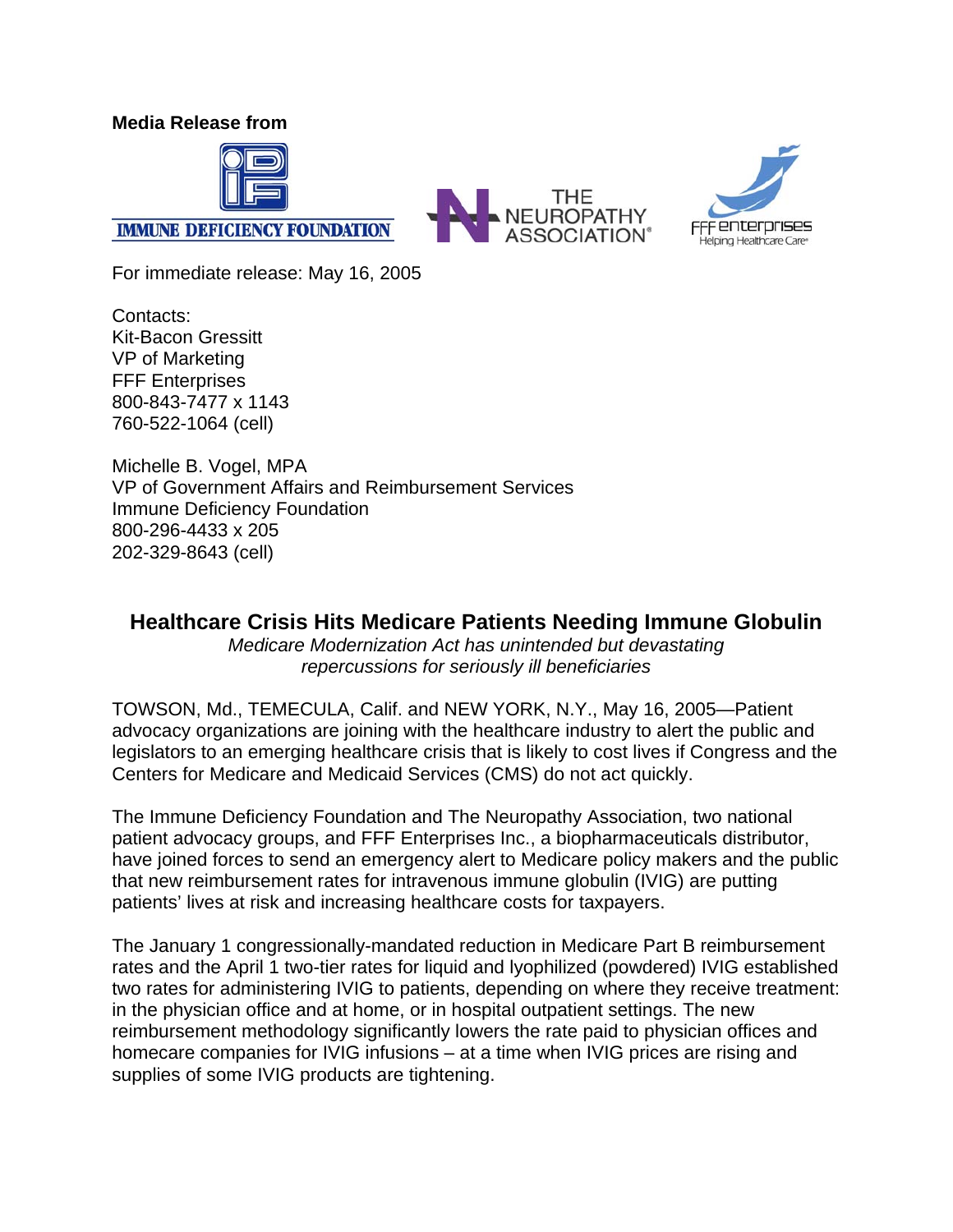**Media Release from**

IMMUNE DEFICIENCY FOUNDATION

THE NEUROPATHY ASSOCIATION®

FFF enterprises
Helping Healthcare Care®

For immediate release: May 16, 2005

Contacts:
Kit-Bacon Gressitt
VP of Marketing
FFF Enterprises
800-843-7477 x 1143
760-522-1064 (cell)

Michelle B. Vogel, MPA
VP of Government Affairs and Reimbursement Services
Immune Deficiency Foundation
800-296-4433 x 205
202-329-8643 (cell)

## Healthcare Crisis Hits Medicare Patients Needing Immune Globulin

*Medicare Modernization Act has unintended but devastating repercussions for seriously ill beneficiaries*

TOWSON, Md., TEMECULA, Calif. and NEW YORK, N.Y., May 16, 2005—Patient advocacy organizations are joining with the healthcare industry to alert the public and legislators to an emerging healthcare crisis that is likely to cost lives if Congress and the Centers for Medicare and Medicaid Services (CMS) do not act quickly.

The Immune Deficiency Foundation and The Neuropathy Association, two national patient advocacy groups, and FFF Enterprises Inc., a biopharmaceuticals distributor, have joined forces to send an emergency alert to Medicare policy makers and the public that new reimbursement rates for intravenous immune globulin (IVIG) are putting patients' lives at risk and increasing healthcare costs for taxpayers.

The January 1 congressionally-mandated reduction in Medicare Part B reimbursement rates and the April 1 two-tier rates for liquid and lyophilized (powdered) IVIG established two rates for administering IVIG to patients, depending on where they receive treatment: in the physician office and at home, or in hospital outpatient settings. The new reimbursement methodology significantly lowers the rate paid to physician offices and homecare companies for IVIG infusions – at a time when IVIG prices are rising and supplies of some IVIG products are tightening.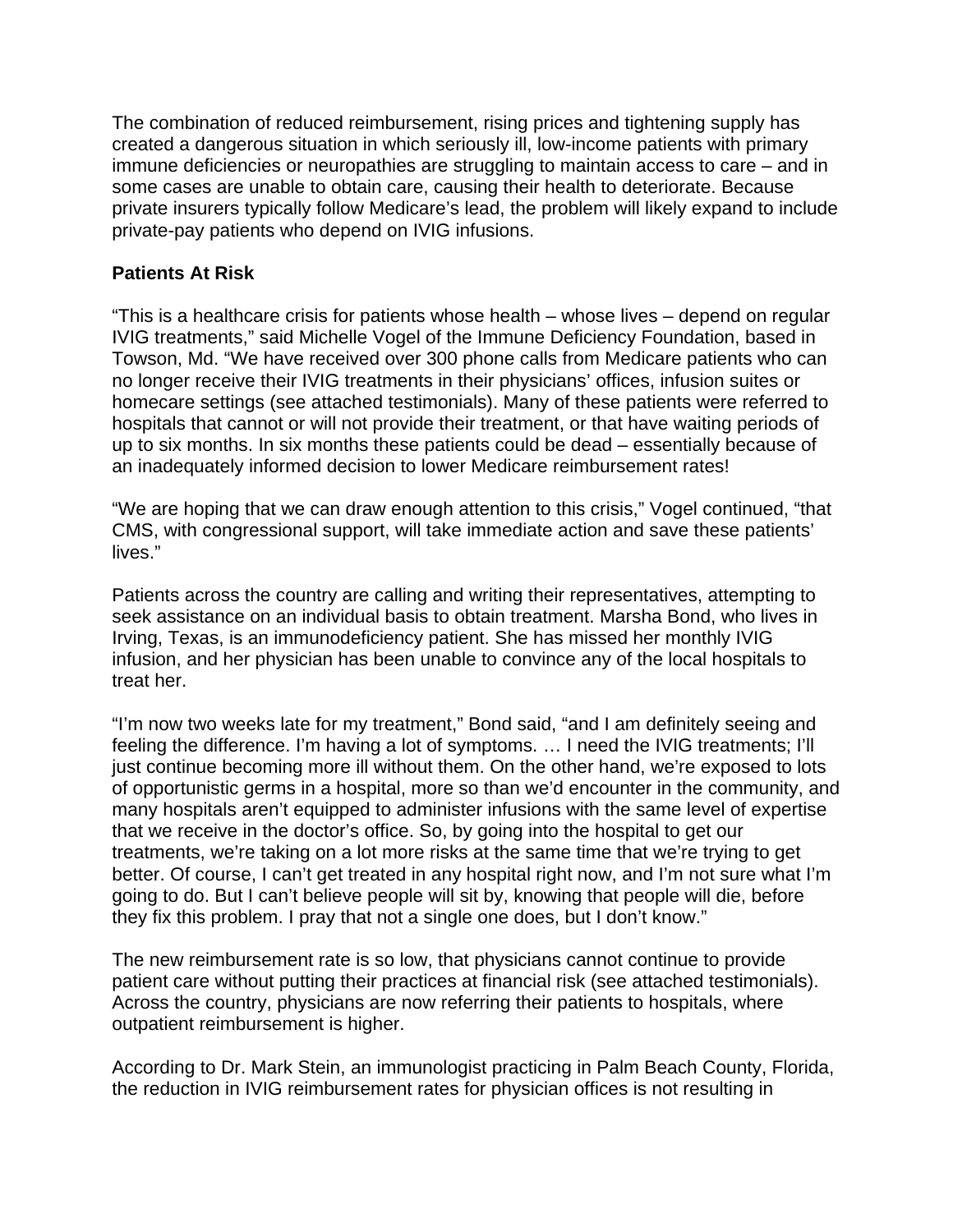The combination of reduced reimbursement, rising prices and tightening supply has created a dangerous situation in which seriously ill, low-income patients with primary immune deficiencies or neuropathies are struggling to maintain access to care – and in some cases are unable to obtain care, causing their health to deteriorate. Because private insurers typically follow Medicare's lead, the problem will likely expand to include private-pay patients who depend on IVIG infusions.

**Patients At Risk**

"This is a healthcare crisis for patients whose health – whose lives – depend on regular IVIG treatments," said Michelle Vogel of the Immune Deficiency Foundation, based in Towson, Md. "We have received over 300 phone calls from Medicare patients who can no longer receive their IVIG treatments in their physicians' offices, infusion suites or homecare settings (see attached testimonials). Many of these patients were referred to hospitals that cannot or will not provide their treatment, or that have waiting periods of up to six months. In six months these patients could be dead – essentially because of an inadequately informed decision to lower Medicare reimbursement rates!

"We are hoping that we can draw enough attention to this crisis," Vogel continued, "that CMS, with congressional support, will take immediate action and save these patients' lives."

Patients across the country are calling and writing their representatives, attempting to seek assistance on an individual basis to obtain treatment. Marsha Bond, who lives in Irving, Texas, is an immunodeficiency patient. She has missed her monthly IVIG infusion, and her physician has been unable to convince any of the local hospitals to treat her.

"I'm now two weeks late for my treatment," Bond said, "and I am definitely seeing and feeling the difference. I'm having a lot of symptoms. … I need the IVIG treatments; I'll just continue becoming more ill without them. On the other hand, we're exposed to lots of opportunistic germs in a hospital, more so than we'd encounter in the community, and many hospitals aren't equipped to administer infusions with the same level of expertise that we receive in the doctor's office. So, by going into the hospital to get our treatments, we're taking on a lot more risks at the same time that we're trying to get better. Of course, I can't get treated in any hospital right now, and I'm not sure what I'm going to do. But I can't believe people will sit by, knowing that people will die, before they fix this problem. I pray that not a single one does, but I don't know."

The new reimbursement rate is so low, that physicians cannot continue to provide patient care without putting their practices at financial risk (see attached testimonials). Across the country, physicians are now referring their patients to hospitals, where outpatient reimbursement is higher.

According to Dr. Mark Stein, an immunologist practicing in Palm Beach County, Florida, the reduction in IVIG reimbursement rates for physician offices is not resulting in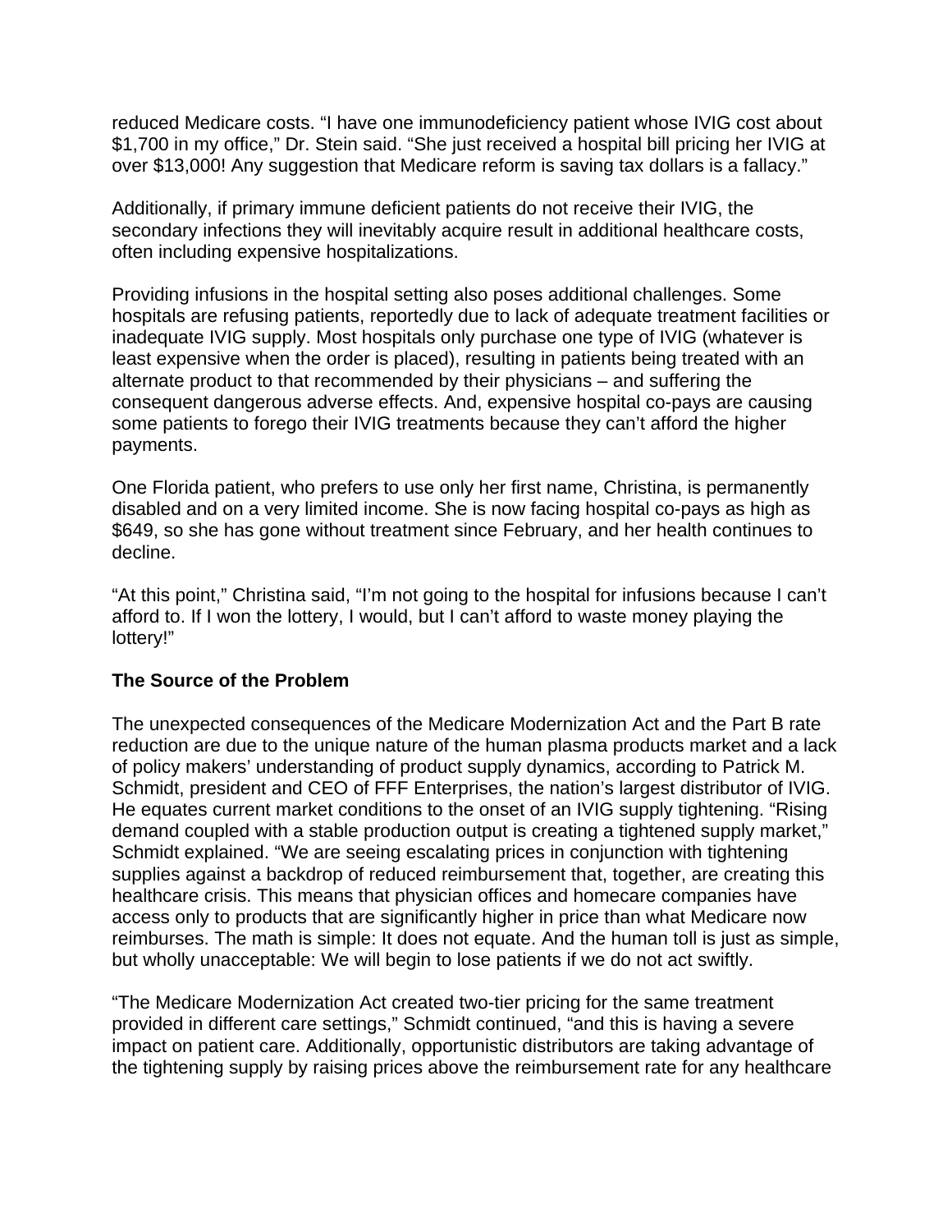reduced Medicare costs. "I have one immunodeficiency patient whose IVIG cost about $1,700 in my office," Dr. Stein said. "She just received a hospital bill pricing her IVIG at over $13,000! Any suggestion that Medicare reform is saving tax dollars is a fallacy."

Additionally, if primary immune deficient patients do not receive their IVIG, the secondary infections they will inevitably acquire result in additional healthcare costs, often including expensive hospitalizations.

Providing infusions in the hospital setting also poses additional challenges. Some hospitals are refusing patients, reportedly due to lack of adequate treatment facilities or inadequate IVIG supply. Most hospitals only purchase one type of IVIG (whatever is least expensive when the order is placed), resulting in patients being treated with an alternate product to that recommended by their physicians – and suffering the consequent dangerous adverse effects. And, expensive hospital co-pays are causing some patients to forego their IVIG treatments because they can't afford the higher payments.

One Florida patient, who prefers to use only her first name, Christina, is permanently disabled and on a very limited income. She is now facing hospital co-pays as high as $649, so she has gone without treatment since February, and her health continues to decline.

"At this point," Christina said, "I'm not going to the hospital for infusions because I can't afford to. If I won the lottery, I would, but I can't afford to waste money playing the lottery!"

**The Source of the Problem**

The unexpected consequences of the Medicare Modernization Act and the Part B rate reduction are due to the unique nature of the human plasma products market and a lack of policy makers' understanding of product supply dynamics, according to Patrick M. Schmidt, president and CEO of FFF Enterprises, the nation's largest distributor of IVIG. He equates current market conditions to the onset of an IVIG supply tightening. "Rising demand coupled with a stable production output is creating a tightened supply market," Schmidt explained. "We are seeing escalating prices in conjunction with tightening supplies against a backdrop of reduced reimbursement that, together, are creating this healthcare crisis. This means that physician offices and homecare companies have access only to products that are significantly higher in price than what Medicare now reimburses. The math is simple: It does not equate. And the human toll is just as simple, but wholly unacceptable: We will begin to lose patients if we do not act swiftly.

"The Medicare Modernization Act created two-tier pricing for the same treatment provided in different care settings," Schmidt continued, "and this is having a severe impact on patient care. Additionally, opportunistic distributors are taking advantage of the tightening supply by raising prices above the reimbursement rate for any healthcare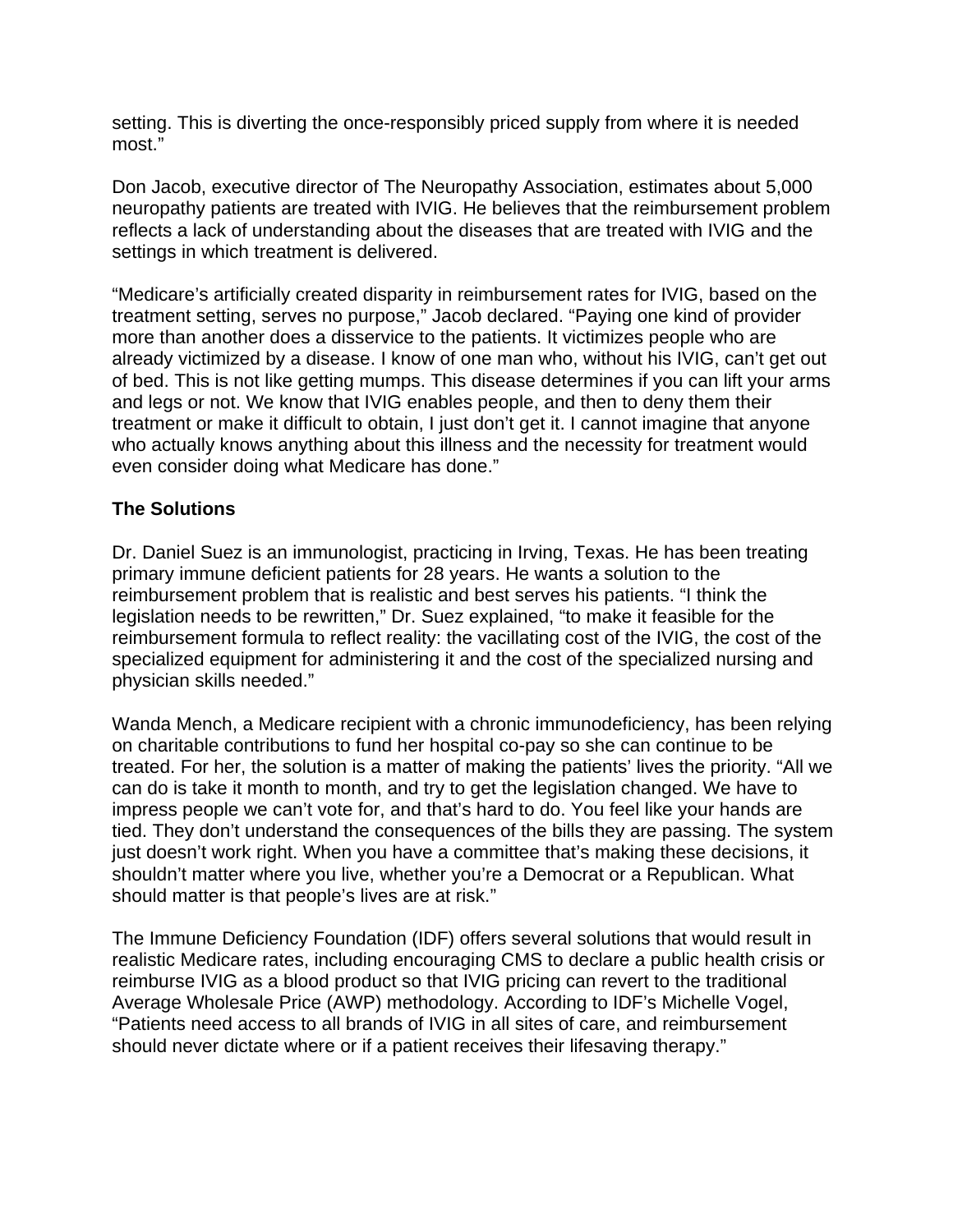setting. This is diverting the once-responsibly priced supply from where it is needed most."

Don Jacob, executive director of The Neuropathy Association, estimates about 5,000 neuropathy patients are treated with IVIG. He believes that the reimbursement problem reflects a lack of understanding about the diseases that are treated with IVIG and the settings in which treatment is delivered.

"Medicare's artificially created disparity in reimbursement rates for IVIG, based on the treatment setting, serves no purpose," Jacob declared. "Paying one kind of provider more than another does a disservice to the patients. It victimizes people who are already victimized by a disease. I know of one man who, without his IVIG, can't get out of bed. This is not like getting mumps. This disease determines if you can lift your arms and legs or not. We know that IVIG enables people, and then to deny them their treatment or make it difficult to obtain, I just don't get it. I cannot imagine that anyone who actually knows anything about this illness and the necessity for treatment would even consider doing what Medicare has done."

**The Solutions**

Dr. Daniel Suez is an immunologist, practicing in Irving, Texas. He has been treating primary immune deficient patients for 28 years. He wants a solution to the reimbursement problem that is realistic and best serves his patients. "I think the legislation needs to be rewritten," Dr. Suez explained, "to make it feasible for the reimbursement formula to reflect reality: the vacillating cost of the IVIG, the cost of the specialized equipment for administering it and the cost of the specialized nursing and physician skills needed."

Wanda Mench, a Medicare recipient with a chronic immunodeficiency, has been relying on charitable contributions to fund her hospital co-pay so she can continue to be treated. For her, the solution is a matter of making the patients' lives the priority. "All we can do is take it month to month, and try to get the legislation changed. We have to impress people we can't vote for, and that's hard to do. You feel like your hands are tied. They don't understand the consequences of the bills they are passing. The system just doesn't work right. When you have a committee that's making these decisions, it shouldn't matter where you live, whether you're a Democrat or a Republican. What should matter is that people's lives are at risk."

The Immune Deficiency Foundation (IDF) offers several solutions that would result in realistic Medicare rates, including encouraging CMS to declare a public health crisis or reimburse IVIG as a blood product so that IVIG pricing can revert to the traditional Average Wholesale Price (AWP) methodology. According to IDF's Michelle Vogel, "Patients need access to all brands of IVIG in all sites of care, and reimbursement should never dictate where or if a patient receives their lifesaving therapy."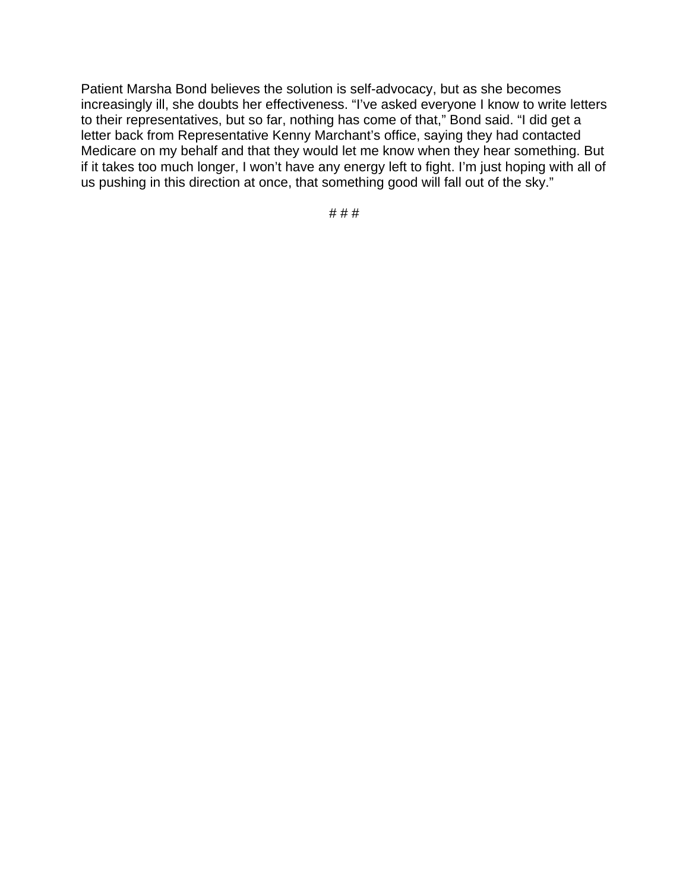Patient Marsha Bond believes the solution is self-advocacy, but as she becomes increasingly ill, she doubts her effectiveness. “I’ve asked everyone I know to write letters to their representatives, but so far, nothing has come of that,” Bond said. “I did get a letter back from Representative Kenny Marchant’s office, saying they had contacted Medicare on my behalf and that they would let me know when they hear something. But if it takes too much longer, I won’t have any energy left to fight. I’m just hoping with all of us pushing in this direction at once, that something good will fall out of the sky.”

# # #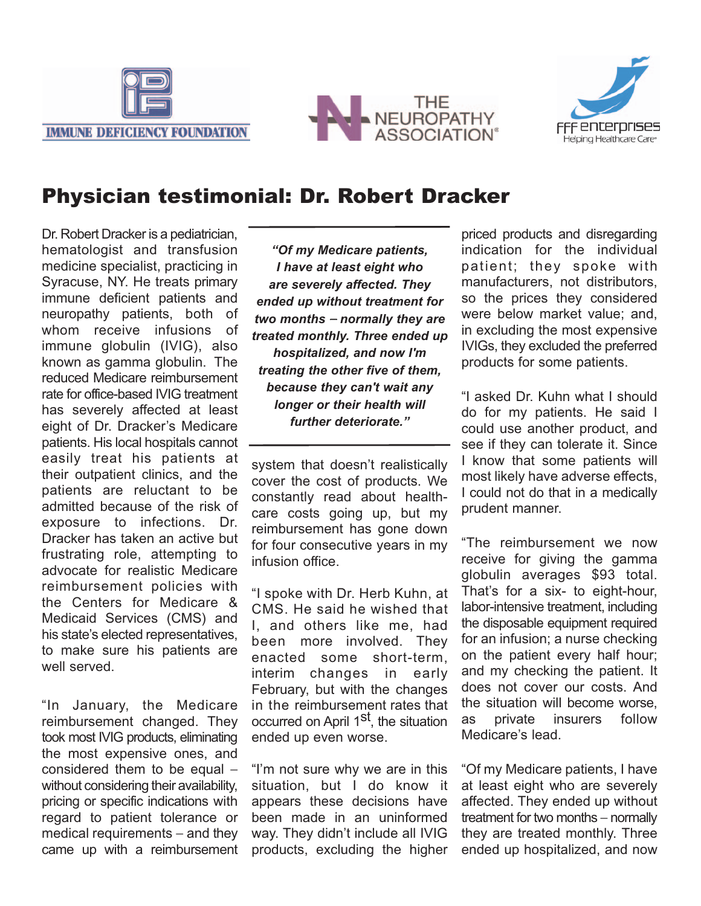IMMUNE DEFICIENCY FOUNDATION

THE NEUROPATHY ASSOCIATION®

FFF enterprises
Helping Healthcare Care®

# Physician testimonial: Dr. Robert Dracker

Dr. Robert Dracker is a pediatrician, hematologist and transfusion medicine specialist, practicing in Syracuse, NY. He treats primary immune deficient patients and neuropathy patients, both of whom receive infusions of immune globulin (IVIG), also known as gamma globulin. The reduced Medicare reimbursement rate for office-based IVIG treatment has severely affected at least eight of Dr. Dracker's Medicare patients. His local hospitals cannot easily treat his patients at their outpatient clinics, and the patients are reluctant to be admitted because of the risk of exposure to infections. Dr. Dracker has taken an active but frustrating role, attempting to advocate for realistic Medicare reimbursement policies with the Centers for Medicare & Medicaid Services (CMS) and his state's elected representatives, to make sure his patients are well served.

"In January, the Medicare reimbursement changed. They took most IVIG products, eliminating the most expensive ones, and considered them to be equal – without considering their availability, pricing or specific indications with regard to patient tolerance or medical requirements – and they came up with a reimbursement system that doesn't realistically cover the cost of products. We constantly read about health-care costs going up, but my reimbursement has gone down for four consecutive years in my infusion office.

> ***"Of my Medicare patients, I have at least eight who are severely affected. They ended up without treatment for two months – normally they are treated monthly. Three ended up hospitalized, and now I'm treating the other five of them, because they can't wait any longer or their health will further deteriorate."***

"I spoke with Dr. Herb Kuhn, at CMS. He said he wished that I, and others like me, had been more involved. They enacted some short-term, interim changes in early February, but with the changes in the reimbursement rates that occurred on April 1st, the situation ended up even worse.

"I'm not sure why we are in this situation, but I do know it appears these decisions have been made in an uninformed way. They didn't include all IVIG products, excluding the higher priced products and disregarding indication for the individual patient; they spoke with manufacturers, not distributors, so the prices they considered were below market value; and, in excluding the most expensive IVIGs, they excluded the preferred products for some patients.

"I asked Dr. Kuhn what I should do for my patients. He said I could use another product, and see if they can tolerate it. Since I know that some patients will most likely have adverse effects, I could not do that in a medically prudent manner.

"The reimbursement we now receive for giving the gamma globulin averages $93 total. That's for a six- to eight-hour, labor-intensive treatment, including the disposable equipment required for an infusion; a nurse checking on the patient every half hour; and my checking the patient. It does not cover our costs. And the situation will become worse, as private insurers follow Medicare's lead.

"Of my Medicare patients, I have at least eight who are severely affected. They ended up without treatment for two months – normally they are treated monthly. Three ended up hospitalized, and now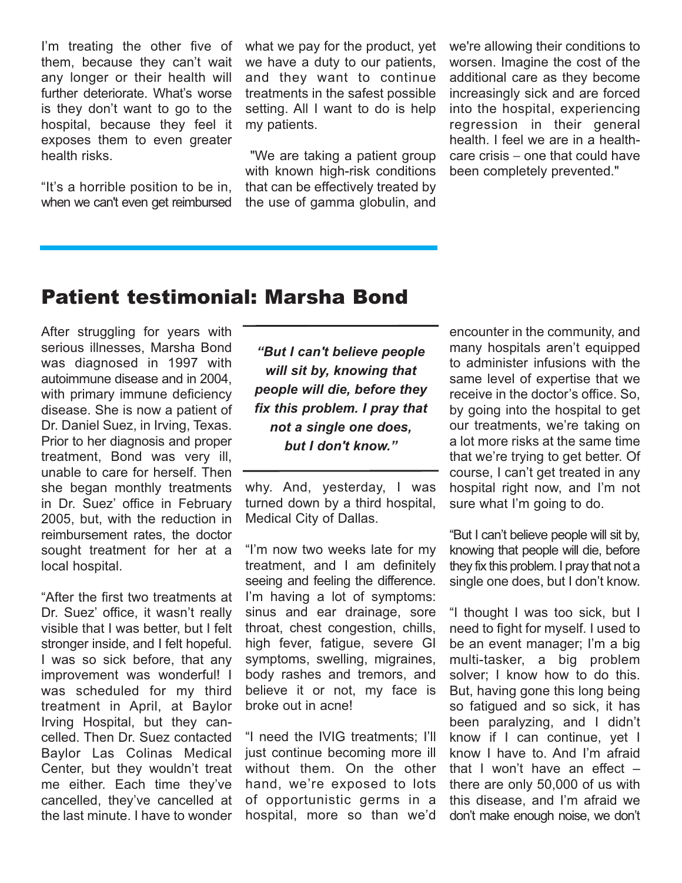I'm treating the other five of them, because they can't wait any longer or their health will further deteriorate. What's worse is they don't want to go to the hospital, because they feel it exposes them to even greater health risks.

"It's a horrible position to be in, when we can't even get reimbursed what we pay for the product, yet we have a duty to our patients, and they want to continue treatments in the safest possible setting. All I want to do is help my patients.

"We are taking a patient group with known high-risk conditions that can be effectively treated by the use of gamma globulin, and we're allowing their conditions to worsen. Imagine the cost of the additional care as they become increasingly sick and are forced into the hospital, experiencing regression in their general health. I feel we are in a health-care crisis – one that could have been completely prevented."

## Patient testimonial: Marsha Bond

After struggling for years with serious illnesses, Marsha Bond was diagnosed in 1997 with autoimmune disease and in 2004, with primary immune deficiency disease. She is now a patient of Dr. Daniel Suez, in Irving, Texas. Prior to her diagnosis and proper treatment, Bond was very ill, unable to care for herself. Then she began monthly treatments in Dr. Suez' office in February 2005, but, with the reduction in reimbursement rates, the doctor sought treatment for her at a local hospital.

"After the first two treatments at Dr. Suez' office, it wasn't really visible that I was better, but I felt stronger inside, and I felt hopeful. I was so sick before, that any improvement was wonderful! I was scheduled for my third treatment in April, at Baylor Irving Hospital, but they cancelled. Then Dr. Suez contacted Baylor Las Colinas Medical Center, but they wouldn't treat me either. Each time they've cancelled, they've cancelled at the last minute. I have to wonder why. And, yesterday, I was turned down by a third hospital, Medical City of Dallas.

> ***"But I can't believe people will sit by, knowing that people will die, before they fix this problem. I pray that not a single one does, but I don't know."***

"I'm now two weeks late for my treatment, and I am definitely seeing and feeling the difference. I'm having a lot of symptoms: sinus and ear drainage, sore throat, chest congestion, chills, high fever, fatigue, severe GI symptoms, swelling, migraines, body rashes and tremors, and believe it or not, my face is broke out in acne!

"I need the IVIG treatments; I'll just continue becoming more ill without them. On the other hand, we're exposed to lots of opportunistic germs in a hospital, more so than we'd encounter in the community, and many hospitals aren't equipped to administer infusions with the same level of expertise that we receive in the doctor's office. So, by going into the hospital to get our treatments, we're taking on a lot more risks at the same time that we're trying to get better. Of course, I can't get treated in any hospital right now, and I'm not sure what I'm going to do.

"But I can't believe people will sit by, knowing that people will die, before they fix this problem. I pray that not a single one does, but I don't know.

"I thought I was too sick, but I need to fight for myself. I used to be an event manager; I'm a big multi-tasker, a big problem solver; I know how to do this. But, having gone this long being so fatigued and so sick, it has been paralyzing, and I didn't know if I can continue, yet I know I have to. And I'm afraid that I won't have an effect – there are only 50,000 of us with this disease, and I'm afraid we don't make enough noise, we don't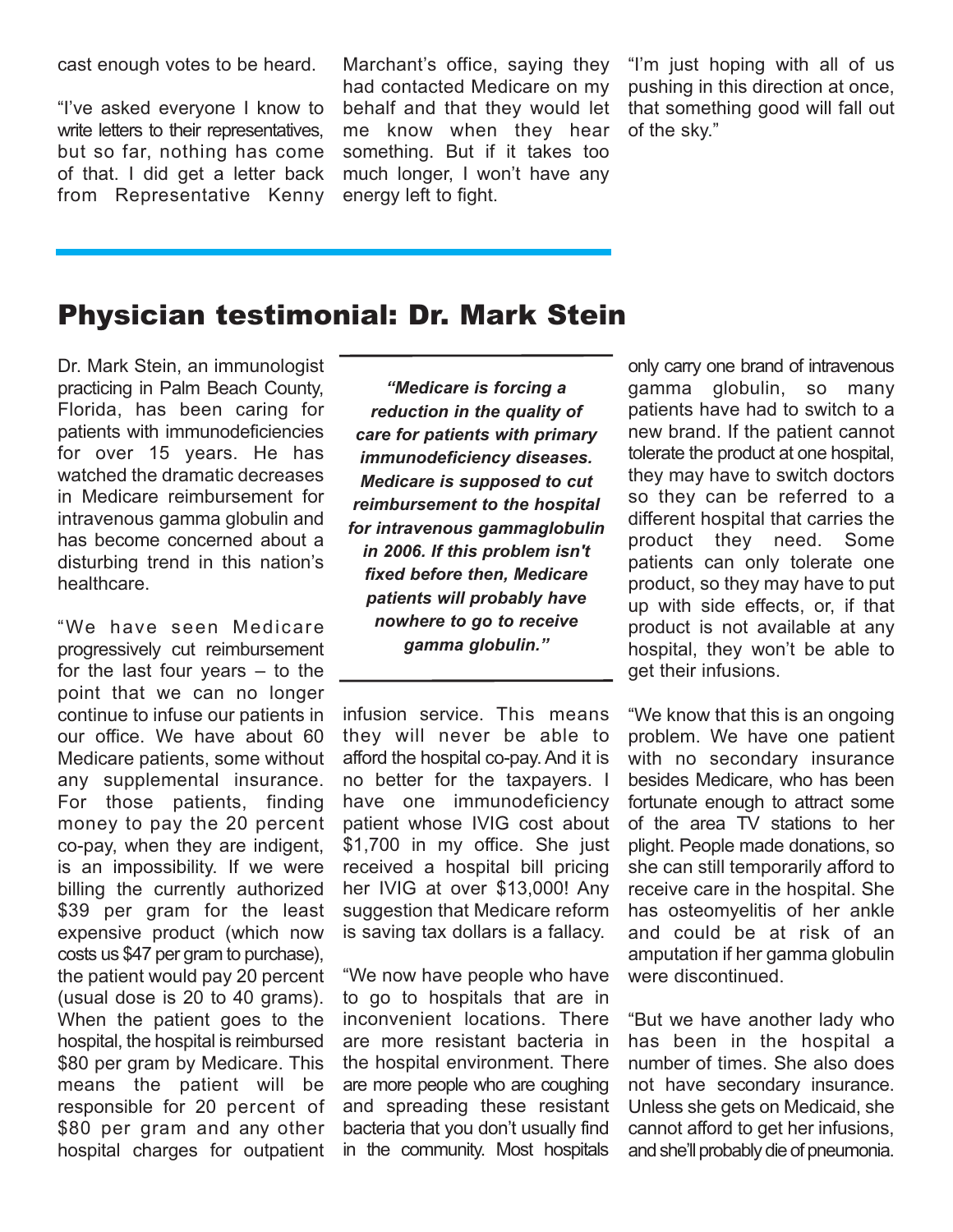cast enough votes to be heard.

"I've asked everyone I know to write letters to their representatives, but so far, nothing has come of that. I did get a letter back from Representative Kenny Marchant's office, saying they had contacted Medicare on my behalf and that they would let me know when they hear something. But if it takes too much longer, I won't have any energy left to fight.

"I'm just hoping with all of us pushing in this direction at once, that something good will fall out of the sky."

## Physician testimonial: Dr. Mark Stein

Dr. Mark Stein, an immunologist practicing in Palm Beach County, Florida, has been caring for patients with immunodeficiencies for over 15 years. He has watched the dramatic decreases in Medicare reimbursement for intravenous gamma globulin and has become concerned about a disturbing trend in this nation's healthcare.

"We have seen Medicare progressively cut reimbursement for the last four years – to the point that we can no longer continue to infuse our patients in our office. We have about 60 Medicare patients, some without any supplemental insurance. For those patients, finding money to pay the 20 percent co-pay, when they are indigent, is an impossibility. If we were billing the currently authorized $39 per gram for the least expensive product (which now costs us $47 per gram to purchase), the patient would pay 20 percent (usual dose is 20 to 40 grams). When the patient goes to the hospital, the hospital is reimbursed $80 per gram by Medicare. This means the patient will be responsible for 20 percent of $80 per gram and any other hospital charges for outpatient infusion service. This means they will never be able to afford the hospital co-pay. And it is no better for the taxpayers. I have one immunodeficiency patient whose IVIG cost about $1,700 in my office. She just received a hospital bill pricing her IVIG at over $13,000! Any suggestion that Medicare reform is saving tax dollars is a fallacy.

***"Medicare is forcing a reduction in the quality of care for patients with primary immunodeficiency diseases. Medicare is supposed to cut reimbursement to the hospital for intravenous gammaglobulin in 2006. If this problem isn't fixed before then, Medicare patients will probably have nowhere to go to receive gamma globulin."***

"We now have people who have to go to hospitals that are in inconvenient locations. There are more resistant bacteria in the hospital environment. There are more people who are coughing and spreading these resistant bacteria that you don't usually find in the community. Most hospitals only carry one brand of intravenous gamma globulin, so many patients have had to switch to a new brand. If the patient cannot tolerate the product at one hospital, they may have to switch doctors so they can be referred to a different hospital that carries the product they need. Some patients can only tolerate one product, so they may have to put up with side effects, or, if that product is not available at any hospital, they won't be able to get their infusions.

"We know that this is an ongoing problem. We have one patient with no secondary insurance besides Medicare, who has been fortunate enough to attract some of the area TV stations to her plight. People made donations, so she can still temporarily afford to receive care in the hospital. She has osteomyelitis of her ankle and could be at risk of an amputation if her gamma globulin were discontinued.

"But we have another lady who has been in the hospital a number of times. She also does not have secondary insurance. Unless she gets on Medicaid, she cannot afford to get her infusions, and she'll probably die of pneumonia.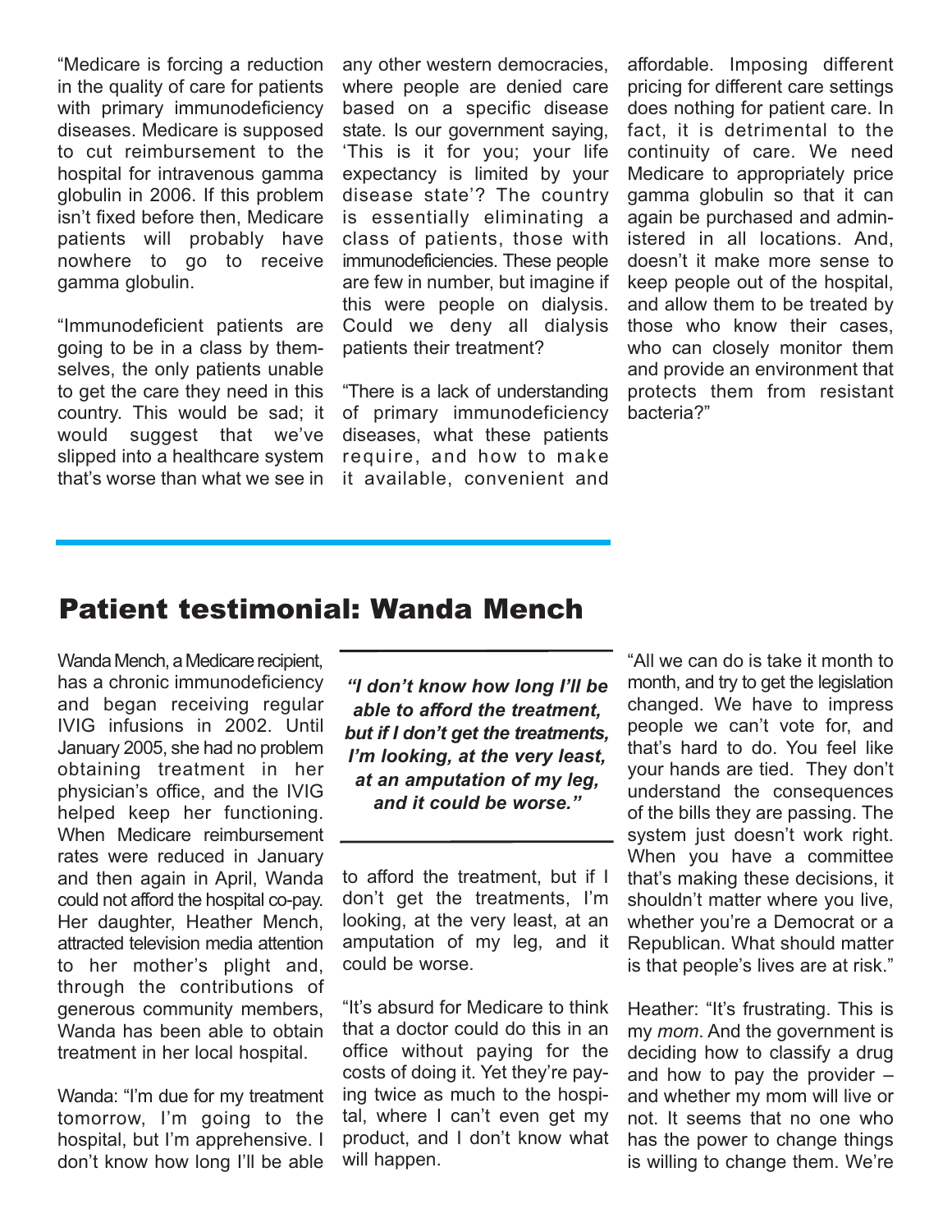"Medicare is forcing a reduction in the quality of care for patients with primary immunodeficiency diseases. Medicare is supposed to cut reimbursement to the hospital for intravenous gamma globulin in 2006. If this problem isn't fixed before then, Medicare patients will probably have nowhere to go to receive gamma globulin.

"Immunodeficient patients are going to be in a class by themselves, the only patients unable to get the care they need in this country. This would be sad; it would suggest that we've slipped into a healthcare system that's worse than what we see in any other western democracies, where people are denied care based on a specific disease state. Is our government saying, 'This is it for you; your life expectancy is limited by your disease state'? The country is essentially eliminating a class of patients, those with immunodeficiencies. These people are few in number, but imagine if this were people on dialysis. Could we deny all dialysis patients their treatment?

"There is a lack of understanding of primary immunodeficiency diseases, what these patients require, and how to make it available, convenient and affordable. Imposing different pricing for different care settings does nothing for patient care. In fact, it is detrimental to the continuity of care. We need Medicare to appropriately price gamma globulin so that it can again be purchased and administered in all locations. And, doesn't it make more sense to keep people out of the hospital, and allow them to be treated by those who know their cases, who can closely monitor them and provide an environment that protects them from resistant bacteria?"

## Patient testimonial: Wanda Mench

Wanda Mench, a Medicare recipient, has a chronic immunodeficiency and began receiving regular IVIG infusions in 2002. Until January 2005, she had no problem obtaining treatment in her physician's office, and the IVIG helped keep her functioning. When Medicare reimbursement rates were reduced in January and then again in April, Wanda could not afford the hospital co-pay. Her daughter, Heather Mench, attracted television media attention to her mother's plight and, through the contributions of generous community members, Wanda has been able to obtain treatment in her local hospital.

> ***"I don't know how long I'll be able to afford the treatment, but if I don't get the treatments, I'm looking, at the very least, at an amputation of my leg, and it could be worse."***

Wanda: "I'm due for my treatment tomorrow, I'm going to the hospital, but I'm apprehensive. I don't know how long I'll be able to afford the treatment, but if I don't get the treatments, I'm looking, at the very least, at an amputation of my leg, and it could be worse.

"It's absurd for Medicare to think that a doctor could do this in an office without paying for the costs of doing it. Yet they're paying twice as much to the hospital, where I can't even get my product, and I don't know what will happen.

"All we can do is take it month to month, and try to get the legislation changed. We have to impress people we can't vote for, and that's hard to do. You feel like your hands are tied. They don't understand the consequences of the bills they are passing. The system just doesn't work right. When you have a committee that's making these decisions, it shouldn't matter where you live, whether you're a Democrat or a Republican. What should matter is that people's lives are at risk."

Heather: "It's frustrating. This is my *mom*. And the government is deciding how to classify a drug and how to pay the provider – and whether my mom will live or not. It seems that no one who has the power to change things is willing to change them. We're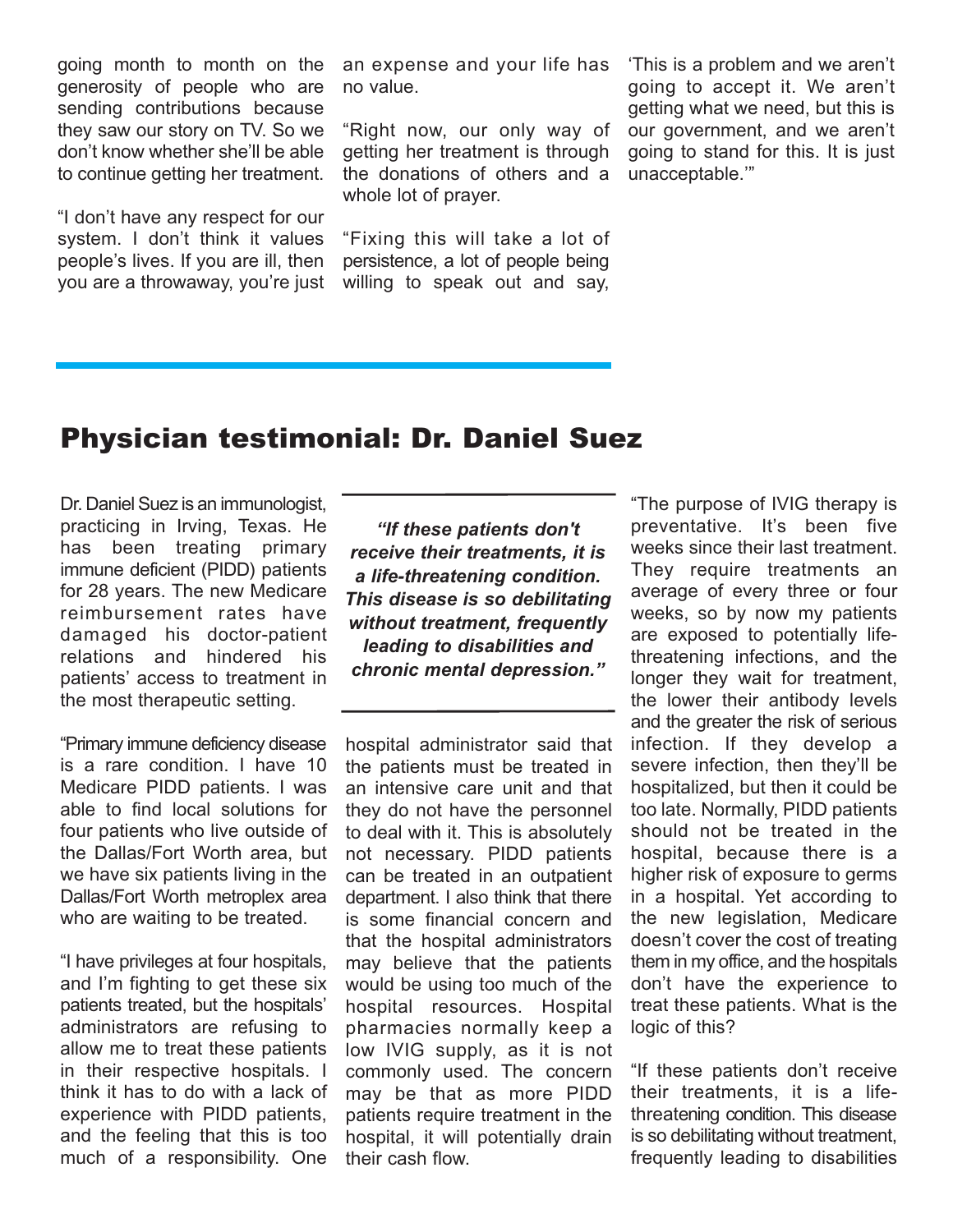going month to month on the generosity of people who are sending contributions because they saw our story on TV. So we don't know whether she'll be able to continue getting her treatment.

"I don't have any respect for our system. I don't think it values people's lives. If you are ill, then you are a throwaway, you're just an expense and your life has no value.

"Right now, our only way of getting her treatment is through the donations of others and a whole lot of prayer.

"Fixing this will take a lot of persistence, a lot of people being willing to speak out and say, 'This is a problem and we aren't going to accept it. We aren't getting what we need, but this is our government, and we aren't going to stand for this. It is just unacceptable.'"

## Physician testimonial: Dr. Daniel Suez

Dr. Daniel Suez is an immunologist, practicing in Irving, Texas. He has been treating primary immune deficient (PIDD) patients for 28 years. The new Medicare reimbursement rates have damaged his doctor-patient relations and hindered his patients' access to treatment in the most therapeutic setting.

> ***"If these patients don't receive their treatments, it is a life-threatening condition. This disease is so debilitating without treatment, frequently leading to disabilities and chronic mental depression."***

"Primary immune deficiency disease is a rare condition. I have 10 Medicare PIDD patients. I was able to find local solutions for four patients who live outside of the Dallas/Fort Worth area, but we have six patients living in the Dallas/Fort Worth metroplex area who are waiting to be treated.

"I have privileges at four hospitals, and I'm fighting to get these six patients treated, but the hospitals' administrators are refusing to allow me to treat these patients in their respective hospitals. I think it has to do with a lack of experience with PIDD patients, and the feeling that this is too much of a responsibility. One hospital administrator said that the patients must be treated in an intensive care unit and that they do not have the personnel to deal with it. This is absolutely not necessary. PIDD patients can be treated in an outpatient department. I also think that there is some financial concern and that the hospital administrators may believe that the patients would be using too much of the hospital resources. Hospital pharmacies normally keep a low IVIG supply, as it is not commonly used. The concern may be that as more PIDD patients require treatment in the hospital, it will potentially drain their cash flow.

"The purpose of IVIG therapy is preventative. It's been five weeks since their last treatment. They require treatments an average of every three or four weeks, so by now my patients are exposed to potentially life-threatening infections, and the longer they wait for treatment, the lower their antibody levels and the greater the risk of serious infection. If they develop a severe infection, then they'll be hospitalized, but then it could be too late. Normally, PIDD patients should not be treated in the hospital, because there is a higher risk of exposure to germs in a hospital. Yet according to the new legislation, Medicare doesn't cover the cost of treating them in my office, and the hospitals don't have the experience to treat these patients. What is the logic of this?

"If these patients don't receive their treatments, it is a life-threatening condition. This disease is so debilitating without treatment, frequently leading to disabilities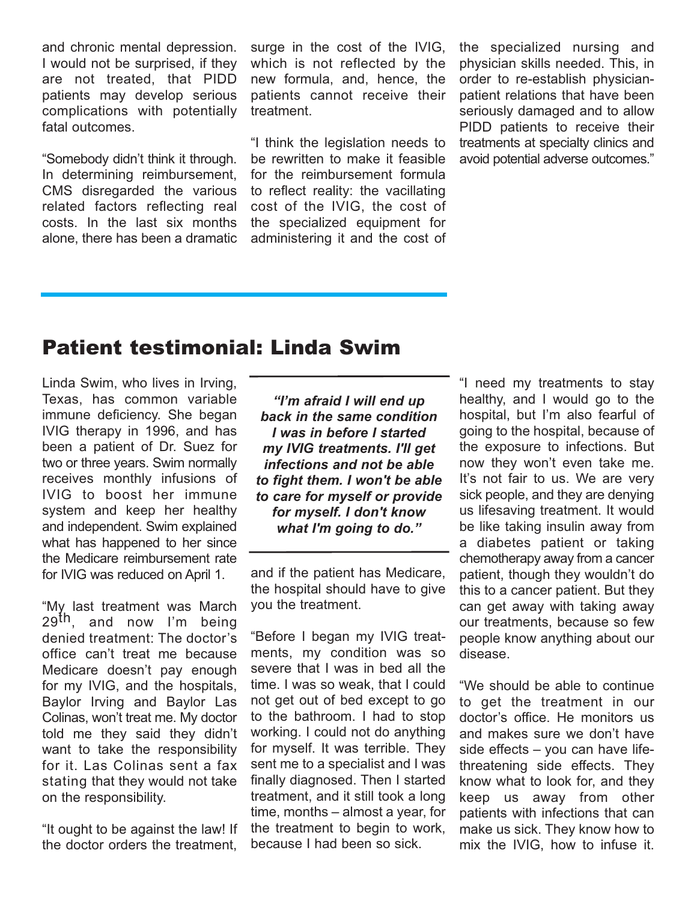and chronic mental depression. I would not be surprised, if they are not treated, that PIDD patients may develop serious complications with potentially fatal outcomes.

"Somebody didn't think it through. In determining reimbursement, CMS disregarded the various related factors reflecting real costs. In the last six months alone, there has been a dramatic surge in the cost of the IVIG, which is not reflected by the new formula, and, hence, the patients cannot receive their treatment.

"I think the legislation needs to be rewritten to make it feasible for the reimbursement formula to reflect reality: the vacillating cost of the IVIG, the cost of the specialized equipment for administering it and the cost of the specialized nursing and physician skills needed. This, in order to re-establish physician-patient relations that have been seriously damaged and to allow PIDD patients to receive their treatments at specialty clinics and avoid potential adverse outcomes."

## Patient testimonial: Linda Swim

Linda Swim, who lives in Irving, Texas, has common variable immune deficiency. She began IVIG therapy in 1996, and has been a patient of Dr. Suez for two or three years. Swim normally receives monthly infusions of IVIG to boost her immune system and keep her healthy and independent. Swim explained what has happened to her since the Medicare reimbursement rate for IVIG was reduced on April 1.

"My last treatment was March 29th, and now I'm being denied treatment: The doctor's office can't treat me because Medicare doesn't pay enough for my IVIG, and the hospitals, Baylor Irving and Baylor Las Colinas, won't treat me. My doctor told me they said they didn't want to take the responsibility for it. Las Colinas sent a fax stating that they would not take on the responsibility.

"It ought to be against the law! If the doctor orders the treatment, and if the patient has Medicare, the hospital should have to give you the treatment.

***"I'm afraid I will end up back in the same condition I was in before I started my IVIG treatments. I'll get infections and not be able to fight them. I won't be able to care for myself or provide for myself. I don't know what I'm going to do."***

"Before I began my IVIG treatments, my condition was so severe that I was in bed all the time. I was so weak, that I could not get out of bed except to go to the bathroom. I had to stop working. I could not do anything for myself. It was terrible. They sent me to a specialist and I was finally diagnosed. Then I started treatment, and it still took a long time, months – almost a year, for the treatment to begin to work, because I had been so sick.

"I need my treatments to stay healthy, and I would go to the hospital, but I'm also fearful of going to the hospital, because of the exposure to infections. But now they won't even take me. It's not fair to us. We are very sick people, and they are denying us lifesaving treatment. It would be like taking insulin away from a diabetes patient or taking chemotherapy away from a cancer patient, though they wouldn't do this to a cancer patient. But they can get away with taking away our treatments, because so few people know anything about our disease.

"We should be able to continue to get the treatment in our doctor's office. He monitors us and makes sure we don't have side effects – you can have life-threatening side effects. They know what to look for, and they keep us away from other patients with infections that can make us sick. They know how to mix the IVIG, how to infuse it.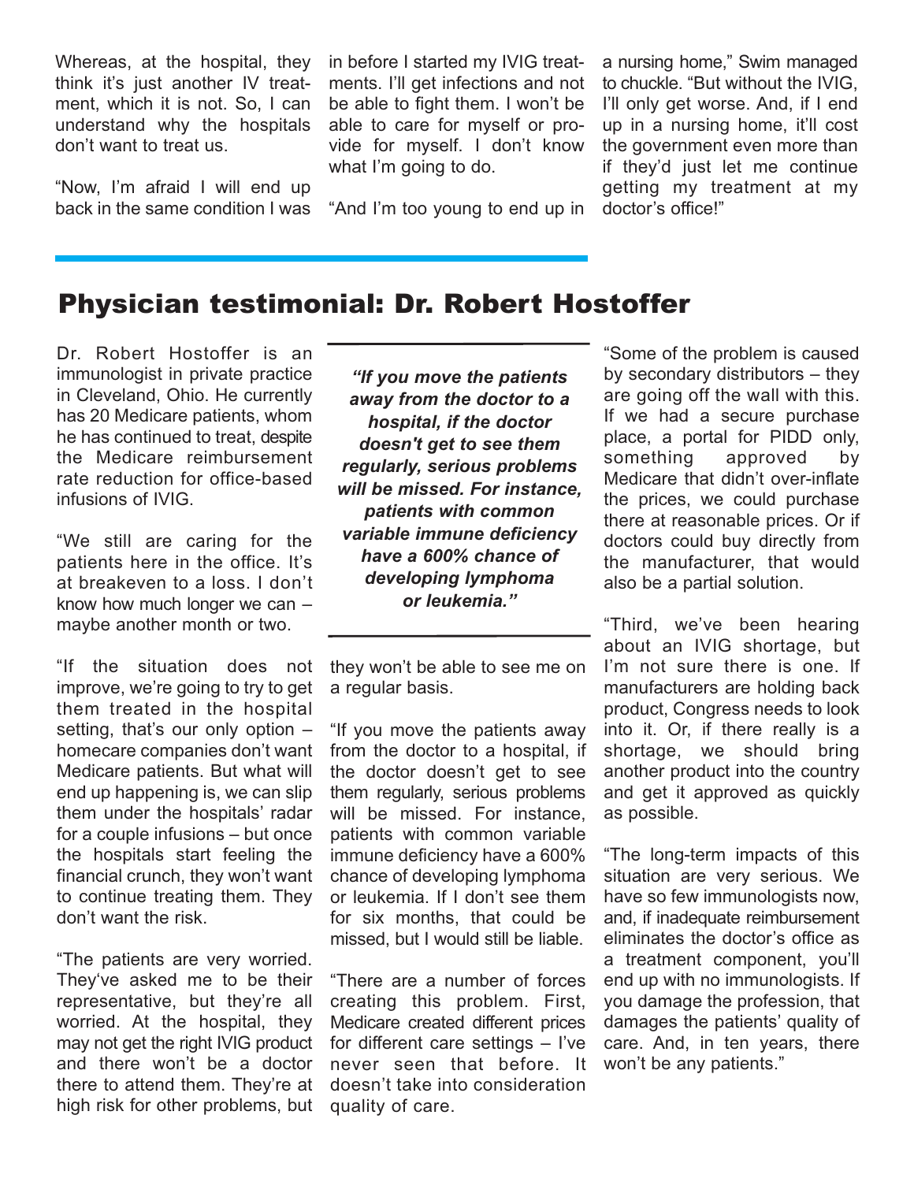Whereas, at the hospital, they think it's just another IV treatment, which it is not. So, I can understand why the hospitals don't want to treat us.

"Now, I'm afraid I will end up back in the same condition I was in before I started my IVIG treatments. I'll get infections and not be able to fight them. I won't be able to care for myself or provide for myself. I don't know what I'm going to do.

"And I'm too young to end up in a nursing home," Swim managed to chuckle. "But without the IVIG, I'll only get worse. And, if I end up in a nursing home, it'll cost the government even more than if they'd just let me continue getting my treatment at my doctor's office!"

## Physician testimonial: Dr. Robert Hostoffer

Dr. Robert Hostoffer is an immunologist in private practice in Cleveland, Ohio. He currently has 20 Medicare patients, whom he has continued to treat, despite the Medicare reimbursement rate reduction for office-based infusions of IVIG.

"We still are caring for the patients here in the office. It's at breakeven to a loss. I don't know how much longer we can – maybe another month or two.

"If the situation does not improve, we're going to try to get them treated in the hospital setting, that's our only option – homecare companies don't want Medicare patients. But what will end up happening is, we can slip them under the hospitals' radar for a couple infusions – but once the hospitals start feeling the financial crunch, they won't want to continue treating them. They don't want the risk.

"The patients are very worried. They've asked me to be their representative, but they're all worried. At the hospital, they may not get the right IVIG product and there won't be a doctor there to attend them. They're at high risk for other problems, but they won't be able to see me on a regular basis.

> ***"If you move the patients away from the doctor to a hospital, if the doctor doesn't get to see them regularly, serious problems will be missed. For instance, patients with common variable immune deficiency have a 600% chance of developing lymphoma or leukemia."***

"If you move the patients away from the doctor to a hospital, if the doctor doesn't get to see them regularly, serious problems will be missed. For instance, patients with common variable immune deficiency have a 600% chance of developing lymphoma or leukemia. If I don't see them for six months, that could be missed, but I would still be liable.

"There are a number of forces creating this problem. First, Medicare created different prices for different care settings – I've never seen that before. It doesn't take into consideration quality of care.

"Some of the problem is caused by secondary distributors – they are going off the wall with this. If we had a secure purchase place, a portal for PIDD only, something approved by Medicare that didn't over-inflate the prices, we could purchase there at reasonable prices. Or if doctors could buy directly from the manufacturer, that would also be a partial solution.

"Third, we've been hearing about an IVIG shortage, but I'm not sure there is one. If manufacturers are holding back product, Congress needs to look into it. Or, if there really is a shortage, we should bring another product into the country and get it approved as quickly as possible.

"The long-term impacts of this situation are very serious. We have so few immunologists now, and, if inadequate reimbursement eliminates the doctor's office as a treatment component, you'll end up with no immunologists. If you damage the profession, that damages the patients' quality of care. And, in ten years, there won't be any patients."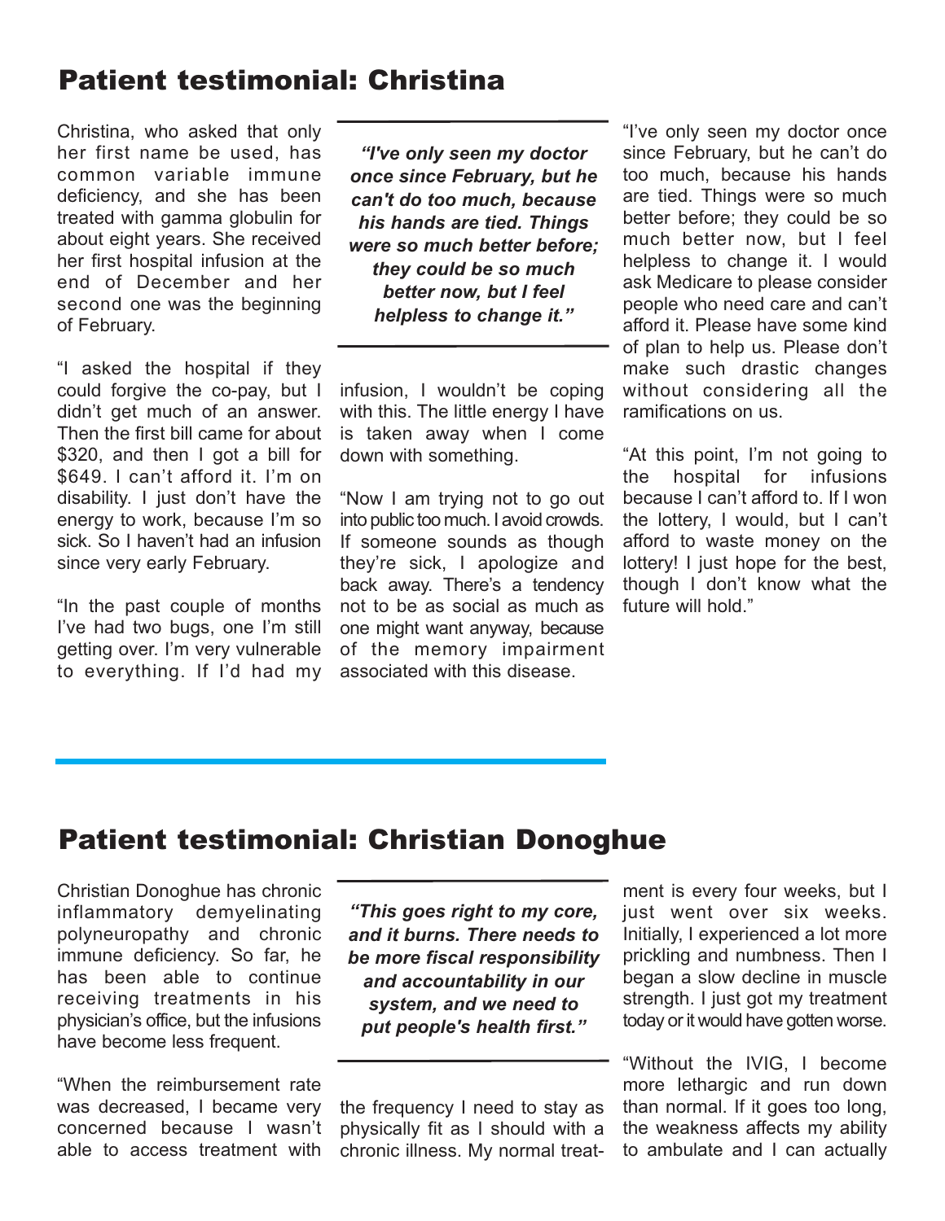## Patient testimonial: Christina

Christina, who asked that only her first name be used, has common variable immune deficiency, and she has been treated with gamma globulin for about eight years. She received her first hospital infusion at the end of December and her second one was the beginning of February.

> ***"I've only seen my doctor once since February, but he can't do too much, because his hands are tied. Things were so much better before; they could be so much better now, but I feel helpless to change it."***

"I asked the hospital if they could forgive the co-pay, but I didn't get much of an answer. Then the first bill came for about $320, and then I got a bill for $649. I can't afford it. I'm on disability. I just don't have the energy to work, because I'm so sick. So I haven't had an infusion since very early February.

"In the past couple of months I've had two bugs, one I'm still getting over. I'm very vulnerable to everything. If I'd had my infusion, I wouldn't be coping with this. The little energy I have is taken away when I come down with something.

"Now I am trying not to go out into public too much. I avoid crowds. If someone sounds as though they're sick, I apologize and back away. There's a tendency not to be as social as much as one might want anyway, because of the memory impairment associated with this disease.

"I've only seen my doctor once since February, but he can't do too much, because his hands are tied. Things were so much better before; they could be so much better now, but I feel helpless to change it. I would ask Medicare to please consider people who need care and can't afford it. Please have some kind of plan to help us. Please don't make such drastic changes without considering all the ramifications on us.

"At this point, I'm not going to the hospital for infusions because I can't afford to. If I won the lottery, I would, but I can't afford to waste money on the lottery! I just hope for the best, though I don't know what the future will hold."

## Patient testimonial: Christian Donoghue

Christian Donoghue has chronic inflammatory demyelinating polyneuropathy and chronic immune deficiency. So far, he has been able to continue receiving treatments in his physician's office, but the infusions have become less frequent.

> ***"This goes right to my core, and it burns. There needs to be more fiscal responsibility and accountability in our system, and we need to put people's health first."***

"When the reimbursement rate was decreased, I became very concerned because I wasn't able to access treatment with the frequency I need to stay as physically fit as I should with a chronic illness. My normal treatment is every four weeks, but I just went over six weeks. Initially, I experienced a lot more prickling and numbness. Then I began a slow decline in muscle strength. I just got my treatment today or it would have gotten worse.

"Without the IVIG, I become more lethargic and run down than normal. If it goes too long, the weakness affects my ability to ambulate and I can actually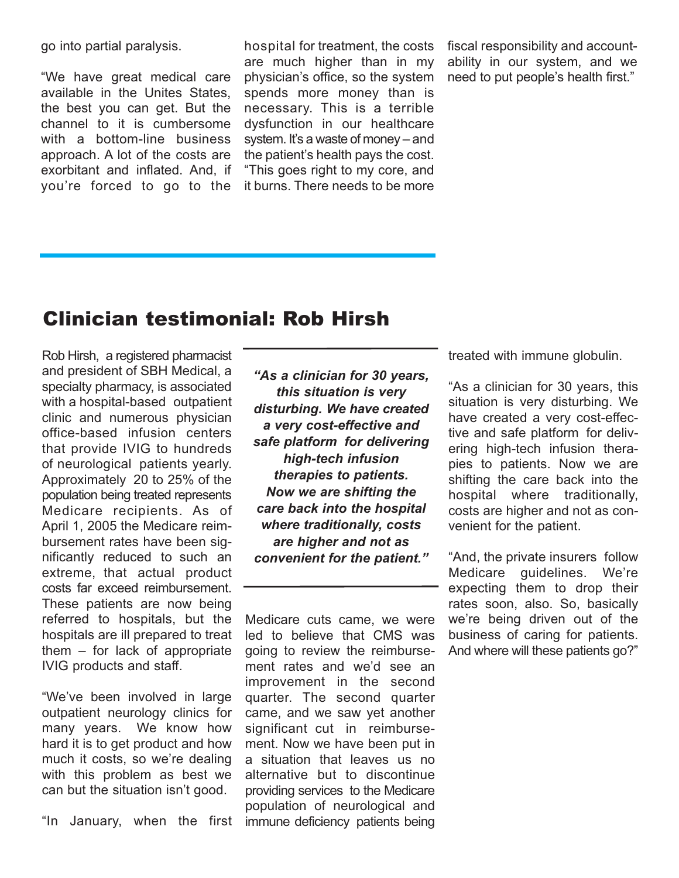go into partial paralysis.

"We have great medical care available in the Unites States, the best you can get. But the channel to it is cumbersome with a bottom-line business approach. A lot of the costs are exorbitant and inflated. And, if you're forced to go to the hospital for treatment, the costs are much higher than in my physician's office, so the system spends more money than is necessary. This is a terrible dysfunction in our healthcare system. It's a waste of money – and the patient's health pays the cost. "This goes right to my core, and it burns. There needs to be more fiscal responsibility and accountability in our system, and we need to put people's health first."

## Clinician testimonial: Rob Hirsh

Rob Hirsh, a registered pharmacist and president of SBH Medical, a specialty pharmacy, is associated with a hospital-based outpatient clinic and numerous physician office-based infusion centers that provide IVIG to hundreds of neurological patients yearly. Approximately 20 to 25% of the population being treated represents Medicare recipients. As of April 1, 2005 the Medicare reimbursement rates have been significantly reduced to such an extreme, that actual product costs far exceed reimbursement. These patients are now being referred to hospitals, but the hospitals are ill prepared to treat them – for lack of appropriate IVIG products and staff.

"We've been involved in large outpatient neurology clinics for many years. We know how hard it is to get product and how much it costs, so we're dealing with this problem as best we can but the situation isn't good.

"In January, when the first Medicare cuts came, we were led to believe that CMS was going to review the reimbursement rates and we'd see an improvement in the second quarter. The second quarter came, and we saw yet another significant cut in reimbursement. Now we have been put in a situation that leaves us no alternative but to discontinue providing services to the Medicare population of neurological and immune deficiency patients being treated with immune globulin.

***"As a clinician for 30 years, this situation is very disturbing. We have created a very cost-effective and safe platform for delivering high-tech infusion therapies to patients. Now we are shifting the care back into the hospital where traditionally, costs are higher and not as convenient for the patient."***

"As a clinician for 30 years, this situation is very disturbing. We have created a very cost-effective and safe platform for delivering high-tech infusion therapies to patients. Now we are shifting the care back into the hospital where traditionally, costs are higher and not as convenient for the patient.

"And, the private insurers follow Medicare guidelines. We're expecting them to drop their rates soon, also. So, basically we're being driven out of the business of caring for patients. And where will these patients go?"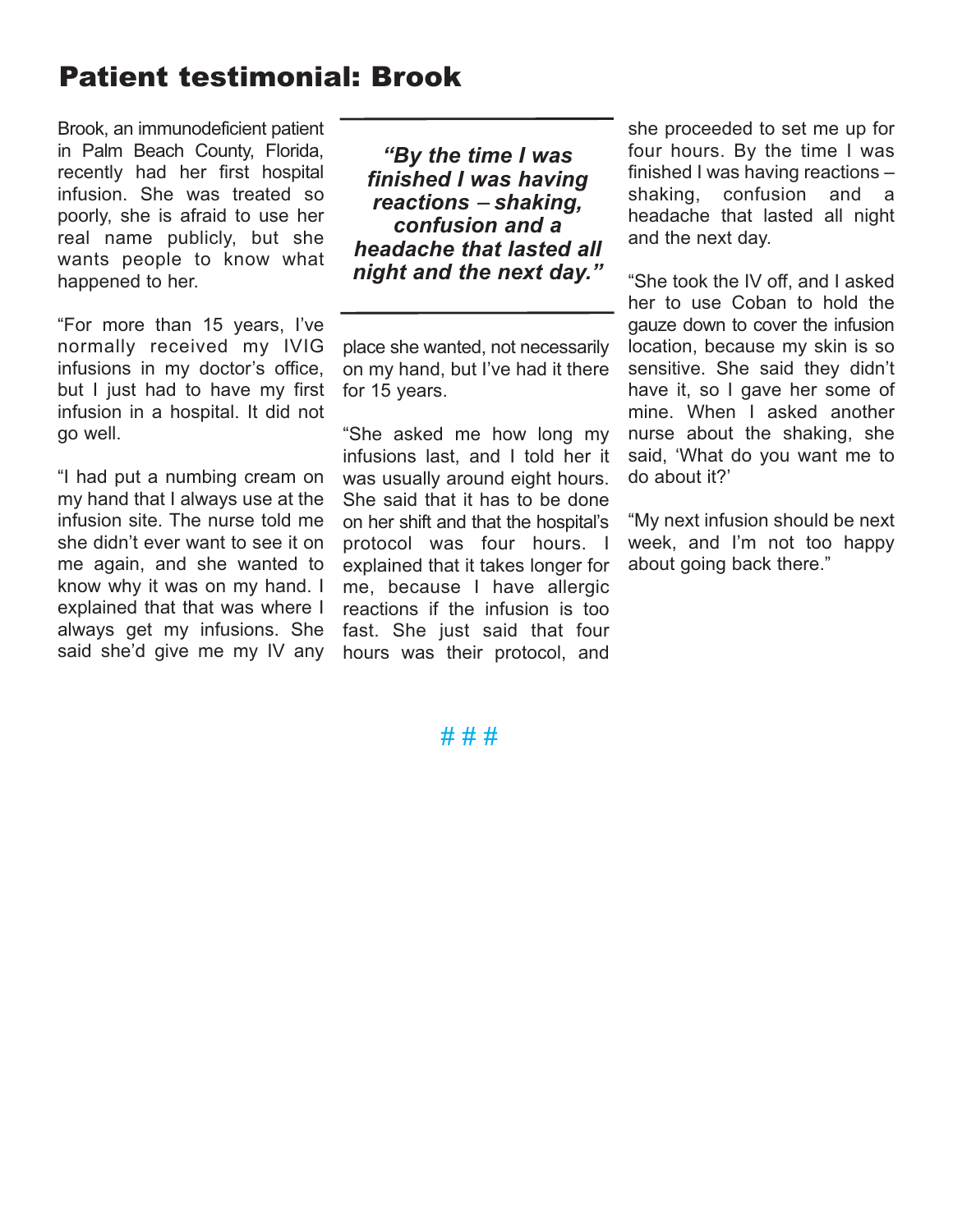# Patient testimonial: Brook

Brook, an immunodeficient patient in Palm Beach County, Florida, recently had her first hospital infusion. She was treated so poorly, she is afraid to use her real name publicly, but she wants people to know what happened to her.

"For more than 15 years, I've normally received my IVIG infusions in my doctor's office, but I just had to have my first infusion in a hospital. It did not go well.

"I had put a numbing cream on my hand that I always use at the infusion site. The nurse told me she didn't ever want to see it on me again, and she wanted to know why it was on my hand. I explained that that was where I always get my infusions. She said she'd give me my IV any place she wanted, not necessarily on my hand, but I've had it there for 15 years.

***"By the time I was finished I was having reactions – shaking, confusion and a headache that lasted all night and the next day."***

"She asked me how long my infusions last, and I told her it was usually around eight hours. She said that it has to be done on her shift and that the hospital's protocol was four hours. I explained that it takes longer for me, because I have allergic reactions if the infusion is too fast. She just said that four hours was their protocol, and she proceeded to set me up for four hours. By the time I was finished I was having reactions – shaking, confusion and a headache that lasted all night and the next day.

"She took the IV off, and I asked her to use Coban to hold the gauze down to cover the infusion location, because my skin is so sensitive. She said they didn't have it, so I gave her some of mine. When I asked another nurse about the shaking, she said, 'What do you want me to do about it?'

"My next infusion should be next week, and I'm not too happy about going back there."

# # #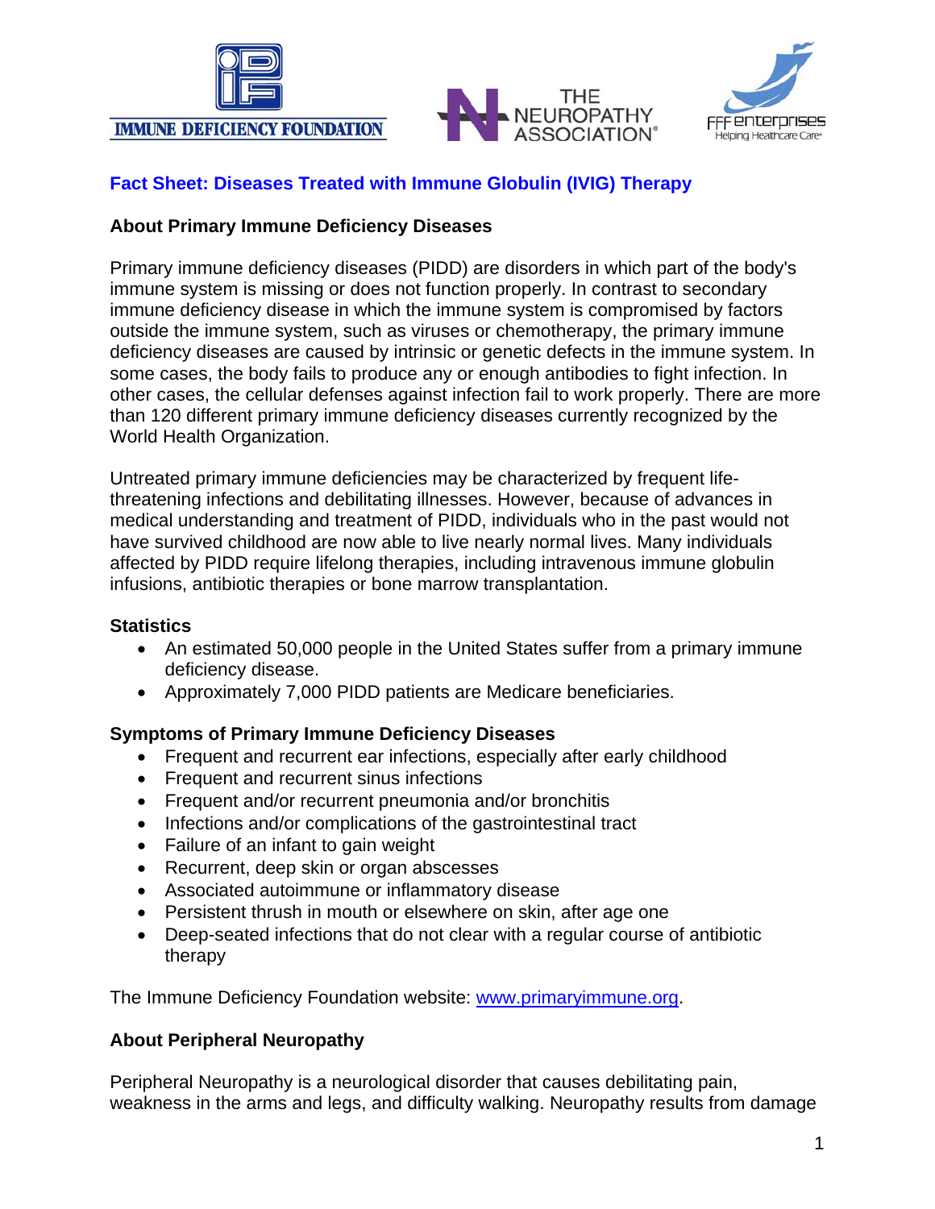IMMUNE DEFICIENCY FOUNDATION

THE NEUROPATHY ASSOCIATION®

FFF enterprises — Helping Healthcare Care®

## Fact Sheet: Diseases Treated with Immune Globulin (IVIG) Therapy

### About Primary Immune Deficiency Diseases

Primary immune deficiency diseases (PIDD) are disorders in which part of the body's immune system is missing or does not function properly. In contrast to secondary immune deficiency disease in which the immune system is compromised by factors outside the immune system, such as viruses or chemotherapy, the primary immune deficiency diseases are caused by intrinsic or genetic defects in the immune system. In some cases, the body fails to produce any or enough antibodies to fight infection. In other cases, the cellular defenses against infection fail to work properly. There are more than 120 different primary immune deficiency diseases currently recognized by the World Health Organization.

Untreated primary immune deficiencies may be characterized by frequent life-threatening infections and debilitating illnesses. However, because of advances in medical understanding and treatment of PIDD, individuals who in the past would not have survived childhood are now able to live nearly normal lives. Many individuals affected by PIDD require lifelong therapies, including intravenous immune globulin infusions, antibiotic therapies or bone marrow transplantation.

**Statistics**

- An estimated 50,000 people in the United States suffer from a primary immune deficiency disease.
- Approximately 7,000 PIDD patients are Medicare beneficiaries.

**Symptoms of Primary Immune Deficiency Diseases**

- Frequent and recurrent ear infections, especially after early childhood
- Frequent and recurrent sinus infections
- Frequent and/or recurrent pneumonia and/or bronchitis
- Infections and/or complications of the gastrointestinal tract
- Failure of an infant to gain weight
- Recurrent, deep skin or organ abscesses
- Associated autoimmune or inflammatory disease
- Persistent thrush in mouth or elsewhere on skin, after age one
- Deep-seated infections that do not clear with a regular course of antibiotic therapy

The Immune Deficiency Foundation website: www.primaryimmune.org.

### About Peripheral Neuropathy

Peripheral Neuropathy is a neurological disorder that causes debilitating pain, weakness in the arms and legs, and difficulty walking. Neuropathy results from damage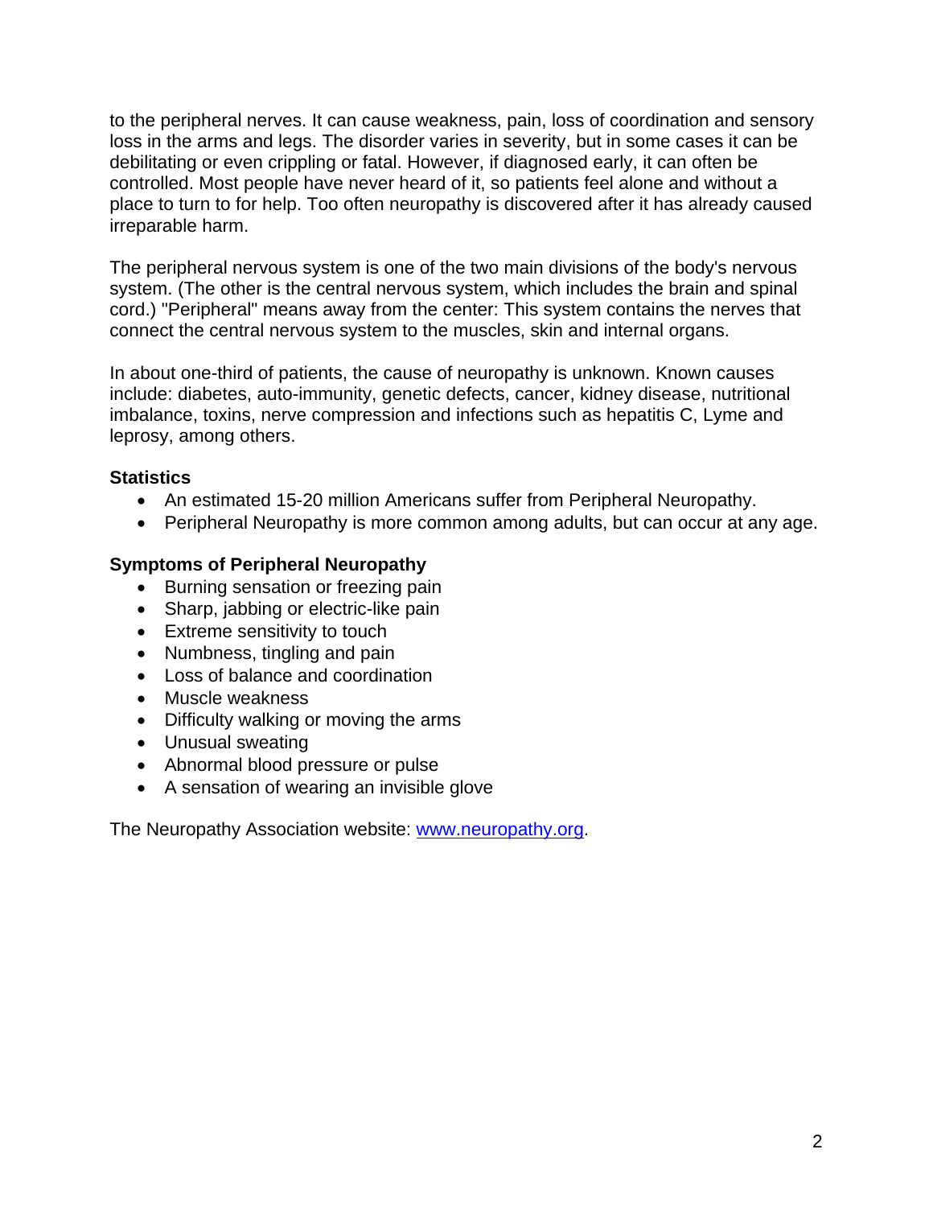to the peripheral nerves. It can cause weakness, pain, loss of coordination and sensory loss in the arms and legs. The disorder varies in severity, but in some cases it can be debilitating or even crippling or fatal. However, if diagnosed early, it can often be controlled. Most people have never heard of it, so patients feel alone and without a place to turn to for help. Too often neuropathy is discovered after it has already caused irreparable harm.

The peripheral nervous system is one of the two main divisions of the body's nervous system. (The other is the central nervous system, which includes the brain and spinal cord.) "Peripheral" means away from the center: This system contains the nerves that connect the central nervous system to the muscles, skin and internal organs.

In about one-third of patients, the cause of neuropathy is unknown. Known causes include: diabetes, auto-immunity, genetic defects, cancer, kidney disease, nutritional imbalance, toxins, nerve compression and infections such as hepatitis C, Lyme and leprosy, among others.

**Statistics**

- An estimated 15-20 million Americans suffer from Peripheral Neuropathy.
- Peripheral Neuropathy is more common among adults, but can occur at any age.

**Symptoms of Peripheral Neuropathy**

- Burning sensation or freezing pain
- Sharp, jabbing or electric-like pain
- Extreme sensitivity to touch
- Numbness, tingling and pain
- Loss of balance and coordination
- Muscle weakness
- Difficulty walking or moving the arms
- Unusual sweating
- Abnormal blood pressure or pulse
- A sensation of wearing an invisible glove

The Neuropathy Association website: [www.neuropathy.org](http://www.neuropathy.org).